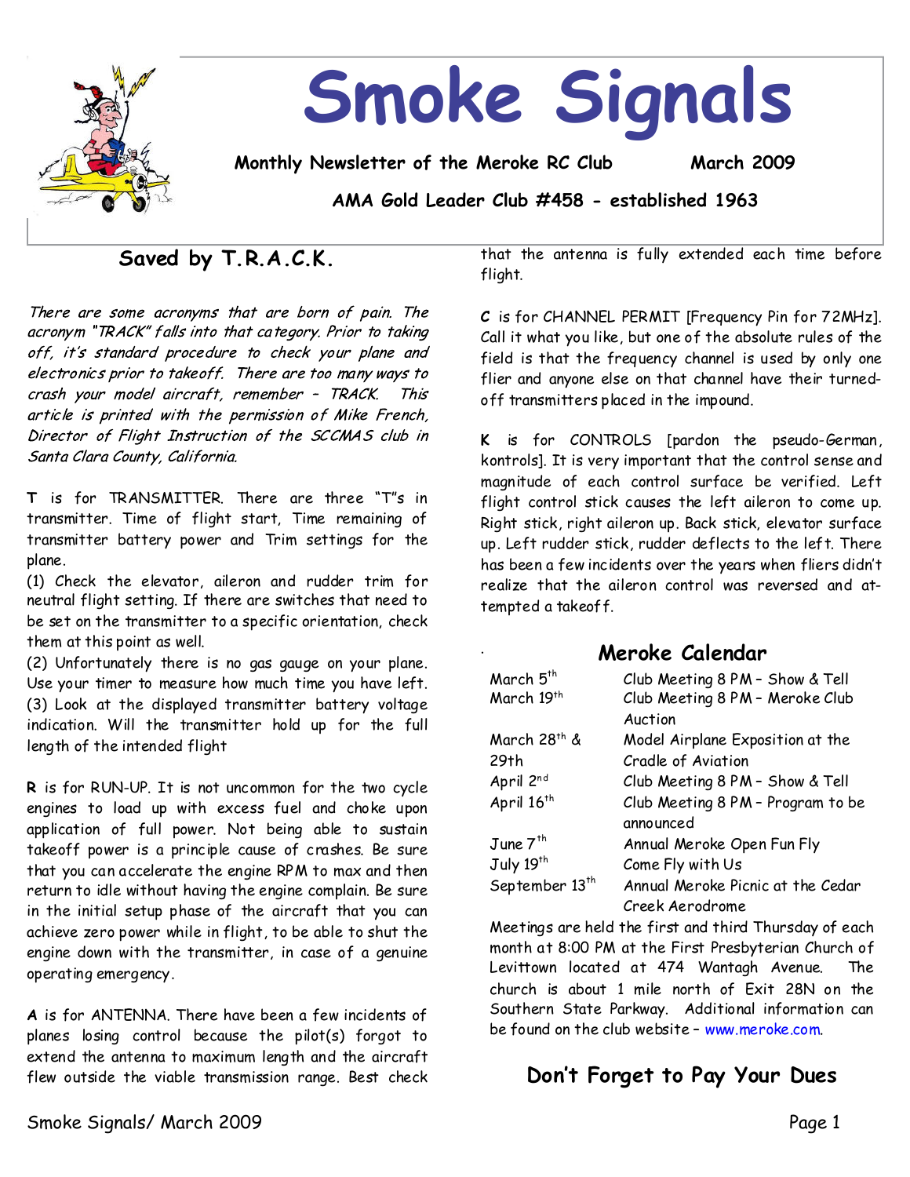# Smoke Signals

**Monthly Newsletter of the Meroke RC Club** **March 2009**

**AMA Gold Leader Club #458 - established 1963**

## Saved by T.R.A.C.K.

*There are some acronyms that are born of pain. The acronym "TRACK" falls into that category. Prior to taking off, it's standard procedure to check your plane and electronics prior to takeoff. There are too many ways to crash your model aircraft, remember – TRACK. This article is printed with the permission of Mike French, Director of Flight Instruction of the SCCMAS club in Santa Clara County, California.*

**T** is for TRANSMITTER. There are three "T"s in transmitter. Time of flight start, Time remaining of transmitter battery power and Trim settings for the plane.

(1) Check the elevator, aileron and rudder trim for neutral flight setting. If there are switches that need to be set on the transmitter to a specific orientation, check them at this point as well.

(2) Unfortunately there is no gas gauge on your plane. Use your timer to measure how much time you have left.

(3) Look at the displayed transmitter battery voltage indication. Will the transmitter hold up for the full length of the intended flight

**R** is for RUN-UP. It is not uncommon for the two cycle engines to load up with excess fuel and choke upon application of full power. Not being able to sustain takeoff power is a principle cause of crashes. Be sure that you can accelerate the engine RPM to max and then return to idle without having the engine complain. Be sure in the initial setup phase of the aircraft that you can achieve zero power while in flight, to be able to shut the engine down with the transmitter, in case of a genuine operating emergency.

**A** is for ANTENNA. There have been a few incidents of planes losing control because the pilot(s) forgot to extend the antenna to maximum length and the aircraft flew outside the viable transmission range. Best check that the antenna is fully extended each time before flight.

**C** is for CHANNEL PERMIT [Frequency Pin for 72MHz]. Call it what you like, but one of the absolute rules of the field is that the frequency channel is used by only one flier and anyone else on that channel have their turned-off transmitters placed in the impound.

**K** is for CONTROLS [pardon the pseudo-German, kontrols]. It is very important that the control sense and magnitude of each control surface be verified. Left flight control stick causes the left aileron to come up. Right stick, right aileron up. Back stick, elevator surface up. Left rudder stick, rudder deflects to the left. There has been a few incidents over the years when fliers didn't realize that the aileron control was reversed and attempted a takeoff.

## Meroke Calendar

| | |
|---|---|
| March 5th | Club Meeting 8 PM – Show & Tell |
| March 19th | Club Meeting 8 PM – Meroke Club Auction |
| March 28th & 29th | Model Airplane Exposition at the Cradle of Aviation |
| April 2nd | Club Meeting 8 PM – Show & Tell |
| April 16th | Club Meeting 8 PM – Program to be announced |
| June 7th | Annual Meroke Open Fun Fly |
| July 19th | Come Fly with Us |
| September 13th | Annual Meroke Picnic at the Cedar Creek Aerodrome |

Meetings are held the first and third Thursday of each month at 8:00 PM at the First Presbyterian Church of Levittown located at 474 Wantagh Avenue. The church is about 1 mile north of Exit 28N on the Southern State Parkway. Additional information can be found on the club website – www.meroke.com.

## Don't Forget to Pay Your Dues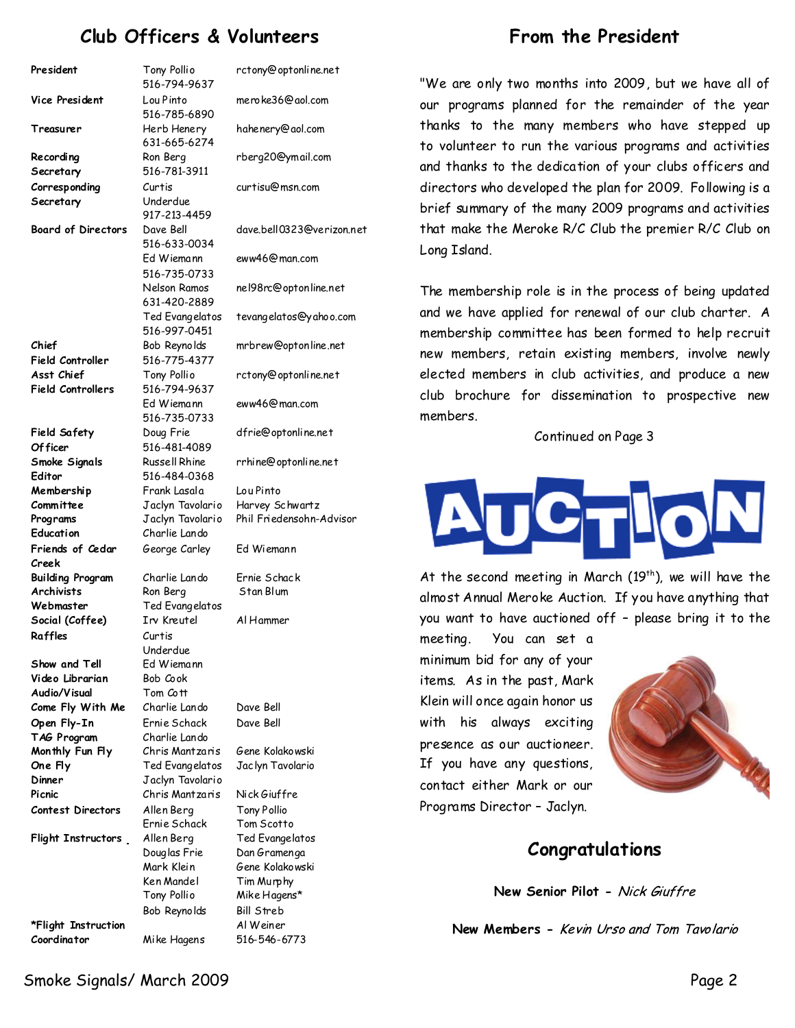## Club Officers & Volunteers

| Position | Name | Contact |
|---|---|---|
| **President** | Tony Pollio 516-794-9637 | rctony@optonline.net |
| **Vice President** | Lou Pinto 516-785-6890 | meroke36@aol.com |
| **Treasurer** | Herb Henery 631-665-6274 | hahenery@aol.com |
| **Recording Secretary** | Ron Berg 516-781-3911 | rberg20@ymail.com |
| **Corresponding Secretary** | Curtis Underdue 917-213-4459 | curtisu@msn.com |
| **Board of Directors** | Dave Bell 516-633-0034 | dave.bell0323@verizon.net |
| | Ed Wiemann 516-735-0733 | eww46@man.com |
| | Nelson Ramos 631-420-2889 | nel98rc@optonline.net |
| | Ted Evangelatos 516-997-0451 | tevangelatos@yahoo.com |
| **Chief Field Controller** | Bob Reynolds 516-775-4377 | mrbrew@optonline.net |
| **Asst Chief Field Controllers** | Tony Pollio 516-794-9637 | rctony@optonline.net |
| | Ed Wiemann 516-735-0733 | eww46@man.com |
| **Field Safety Officer** | Doug Frie 516-481-4089 | dfrie@optonline.net |
| **Smoke Signals Editor** | Russell Rhine 516-484-0368 | rrhine@optonline.net |
| **Membership Committee** | Frank Lasala | Lou Pinto |
| | Jaclyn Tavolario | Harvey Schwartz |
| **Programs** | Jaclyn Tavolario | Phil Friedensohn-Advisor |
| **Education** | Charlie Lando | |
| **Friends of Cedar Creek** | George Carley | Ed Wiemann |
| **Building Program** | Charlie Lando | Ernie Schack |
| **Archivists** | Ron Berg | Stan Blum |
| **Webmaster** | Ted Evangelatos | |
| **Social (Coffee)** | Irv Kreutel | Al Hammer |
| **Raffles** | Curtis Underdue | |
| **Show and Tell** | Ed Wiemann | |
| **Video Librarian** | Bob Cook | |
| **Audio/Visual** | Tom Cott | |
| **Come Fly With Me** | Charlie Lando | Dave Bell |
| **Open Fly-In** | Ernie Schack | Dave Bell |
| **TAG Program** | Charlie Lando | |
| **Monthly Fun Fly** | Chris Mantzaris | Gene Kolakowski |
| **One Fly** | Ted Evangelatos | Jaclyn Tavolario |
| **Dinner** | Jaclyn Tavolario | |
| **Picnic** | Chris Mantzaris | Nick Giuffre |
| **Contest Directors** | Allen Berg | Tony Pollio |
| | Ernie Schack | Tom Scotto |
| **Flight Instructors** | Allen Berg | Ted Evangelatos |
| | Douglas Frie | Dan Gramenga |
| | Mark Klein | Gene Kolakowski |
| | Ken Mandel | Tim Murphy |
| | Tony Pollio | Mike Hagens* |
| | Bob Reynolds | Bill Streb |
| | | Al Weiner |
| ***Flight Instruction Coordinator** | Mike Hagens | 516-546-6773 |

## From the President

"We are only two months into 2009, but we have all of our programs planned for the remainder of the year thanks to the many members who have stepped up to volunteer to run the various programs and activities and thanks to the dedication of your clubs officers and directors who developed the plan for 2009. Following is a brief summary of the many 2009 programs and activities that make the Meroke R/C Club the premier R/C Club on Long Island.

The membership role is in the process of being updated and we have applied for renewal of our club charter. A membership committee has been formed to help recruit new members, retain existing members, involve newly elected members in club activities, and produce a new club brochure for dissemination to prospective new members.

Continued on Page 3

## AUCTION

At the second meeting in March (19th), we will have the almost Annual Meroke Auction. If you have anything that you want to have auctioned off – please bring it to the meeting. You can set a minimum bid for any of your items. As in the past, Mark Klein will once again honor us with his always exciting presence as our auctioneer. If you have any questions, contact either Mark or our Programs Director – Jaclyn.

## Congratulations

**New Senior Pilot -** *Nick Giuffre*

**New Members -** *Kevin Urso and Tom Tavolario*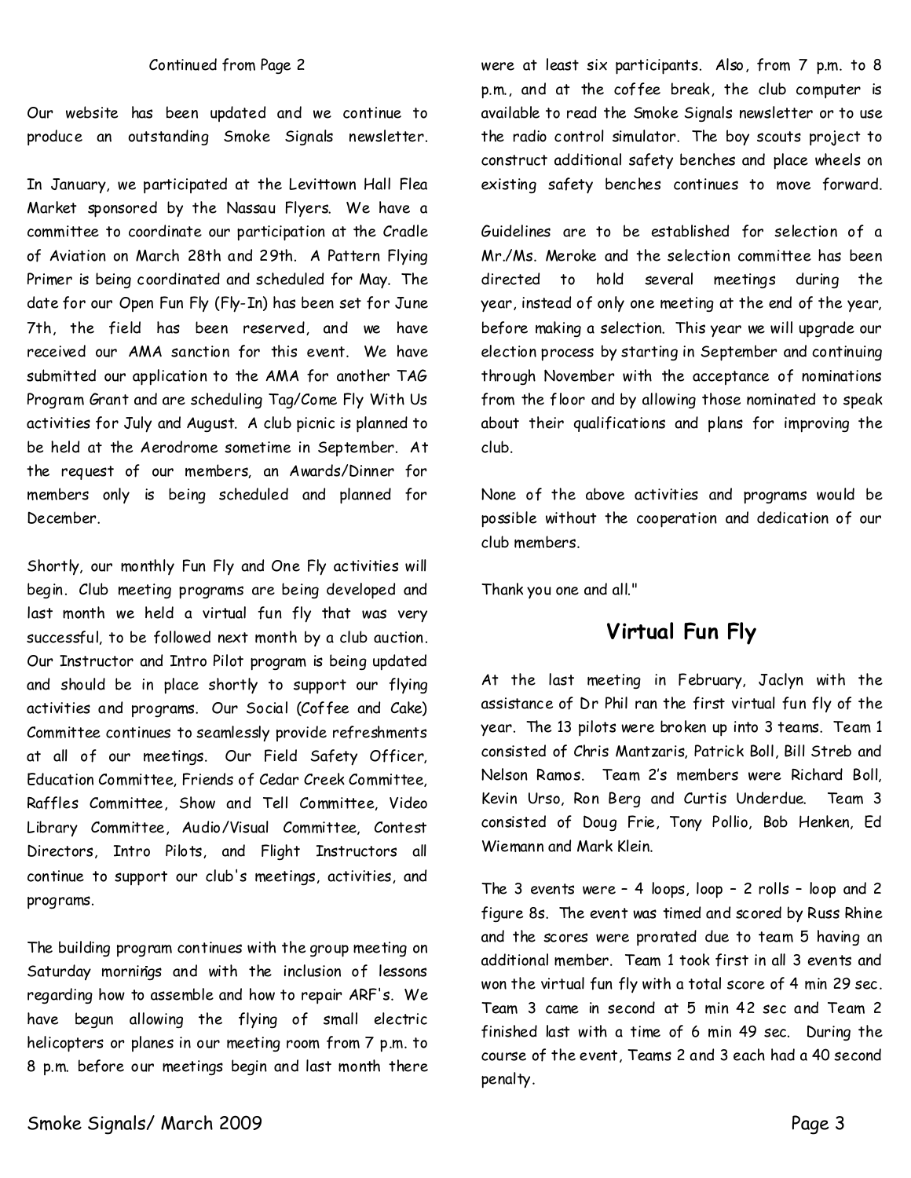Continued from Page 2

Our website has been updated and we continue to produce an outstanding Smoke Signals newsletter.

In January, we participated at the Levittown Hall Flea Market sponsored by the Nassau Flyers. We have a committee to coordinate our participation at the Cradle of Aviation on March 28th and 29th. A Pattern Flying Primer is being coordinated and scheduled for May. The date for our Open Fun Fly (Fly-In) has been set for June 7th, the field has been reserved, and we have received our AMA sanction for this event. We have submitted our application to the AMA for another TAG Program Grant and are scheduling Tag/Come Fly With Us activities for July and August. A club picnic is planned to be held at the Aerodrome sometime in September. At the request of our members, an Awards/Dinner for members only is being scheduled and planned for December.

Shortly, our monthly Fun Fly and One Fly activities will begin. Club meeting programs are being developed and last month we held a virtual fun fly that was very successful, to be followed next month by a club auction. Our Instructor and Intro Pilot program is being updated and should be in place shortly to support our flying activities and programs. Our Social (Coffee and Cake) Committee continues to seamlessly provide refreshments at all of our meetings. Our Field Safety Officer, Education Committee, Friends of Cedar Creek Committee, Raffles Committee, Show and Tell Committee, Video Library Committee, Audio/Visual Committee, Contest Directors, Intro Pilots, and Flight Instructors all continue to support our club's meetings, activities, and programs.

The building program continues with the group meeting on Saturday mornings and with the inclusion of lessons regarding how to assemble and how to repair ARF's. We have begun allowing the flying of small electric helicopters or planes in our meeting room from 7 p.m. to 8 p.m. before our meetings begin and last month there were at least six participants. Also, from 7 p.m. to 8 p.m., and at the coffee break, the club computer is available to read the Smoke Signals newsletter or to use the radio control simulator. The boy scouts project to construct additional safety benches and place wheels on existing safety benches continues to move forward.

Guidelines are to be established for selection of a Mr./Ms. Meroke and the selection committee has been directed to hold several meetings during the year, instead of only one meeting at the end of the year, before making a selection. This year we will upgrade our election process by starting in September and continuing through November with the acceptance of nominations from the floor and by allowing those nominated to speak about their qualifications and plans for improving the club.

None of the above activities and programs would be possible without the cooperation and dedication of our club members.

Thank you one and all."

## Virtual Fun Fly

At the last meeting in February, Jaclyn with the assistance of Dr Phil ran the first virtual fun fly of the year. The 13 pilots were broken up into 3 teams. Team 1 consisted of Chris Mantzaris, Patrick Boll, Bill Streb and Nelson Ramos. Team 2's members were Richard Boll, Kevin Urso, Ron Berg and Curtis Underdue. Team 3 consisted of Doug Frie, Tony Pollio, Bob Henken, Ed Wiemann and Mark Klein.

The 3 events were – 4 loops, loop – 2 rolls – loop and 2 figure 8s. The event was timed and scored by Russ Rhine and the scores were prorated due to team 5 having an additional member. Team 1 took first in all 3 events and won the virtual fun fly with a total score of 4 min 29 sec. Team 3 came in second at 5 min 42 sec and Team 2 finished last with a time of 6 min 49 sec. During the course of the event, Teams 2 and 3 each had a 40 second penalty.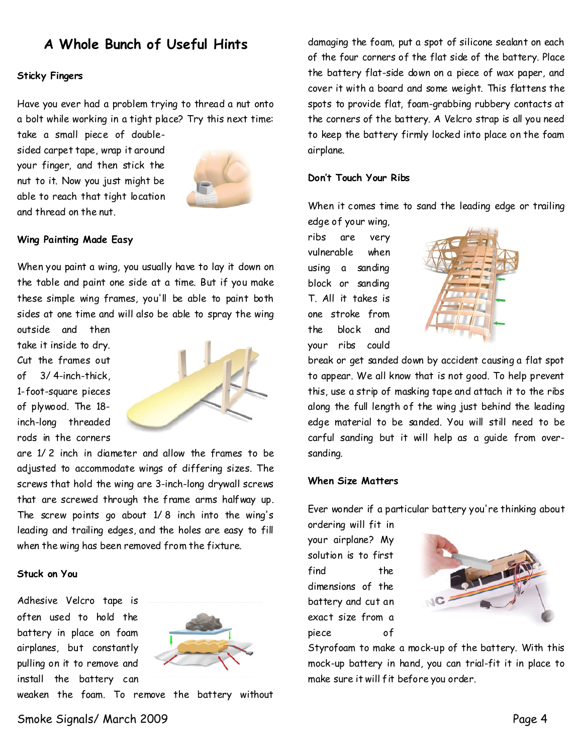# A Whole Bunch of Useful Hints

### Sticky Fingers

Have you ever had a problem trying to thread a nut onto a bolt while working in a tight place? Try this next time: take a small piece of double-sided carpet tape, wrap it around your finger, and then stick the nut to it. Now you just might be able to reach that tight location and thread on the nut.

### Wing Painting Made Easy

When you paint a wing, you usually have to lay it down on the table and paint one side at a time. But if you make these simple wing frames, you'll be able to paint both sides at one time and will also be able to spray the wing outside and then take it inside to dry. Cut the frames out of 3/4-inch-thick, 1-foot-square pieces of plywood. The 18-inch-long threaded rods in the corners are 1/2 inch in diameter and allow the frames to be adjusted to accommodate wings of differing sizes. The screws that hold the wing are 3-inch-long drywall screws that are screwed through the frame arms halfway up. The screw points go about 1/8 inch into the wing's leading and trailing edges, and the holes are easy to fill when the wing has been removed from the fixture.

### Stuck on You

Adhesive Velcro tape is often used to hold the battery in place on foam airplanes, but constantly pulling on it to remove and install the battery can weaken the foam. To remove the battery without damaging the foam, put a spot of silicone sealant on each of the four corners of the flat side of the battery. Place the battery flat-side down on a piece of wax paper, and cover it with a board and some weight. This flattens the spots to provide flat, foam-grabbing rubbery contacts at the corners of the battery. A Velcro strap is all you need to keep the battery firmly locked into place on the foam airplane.

### Don't Touch Your Ribs

When it comes time to sand the leading edge or trailing edge of your wing, ribs are very vulnerable when using a sanding block or sanding T. All it takes is one stroke from the block and your ribs could break or get sanded down by accident causing a flat spot to appear. We all know that is not good. To help prevent this, use a strip of masking tape and attach it to the ribs along the full length of the wing just behind the leading edge material to be sanded. You will still need to be carful sanding but it will help as a guide from over-sanding.

### When Size Matters

Ever wonder if a particular battery you're thinking about ordering will fit in your airplane? My solution is to first find the dimensions of the battery and cut an exact size from a piece of Styrofoam to make a mock-up of the battery. With this mock-up battery in hand, you can trial-fit it in place to make sure it will fit before you order.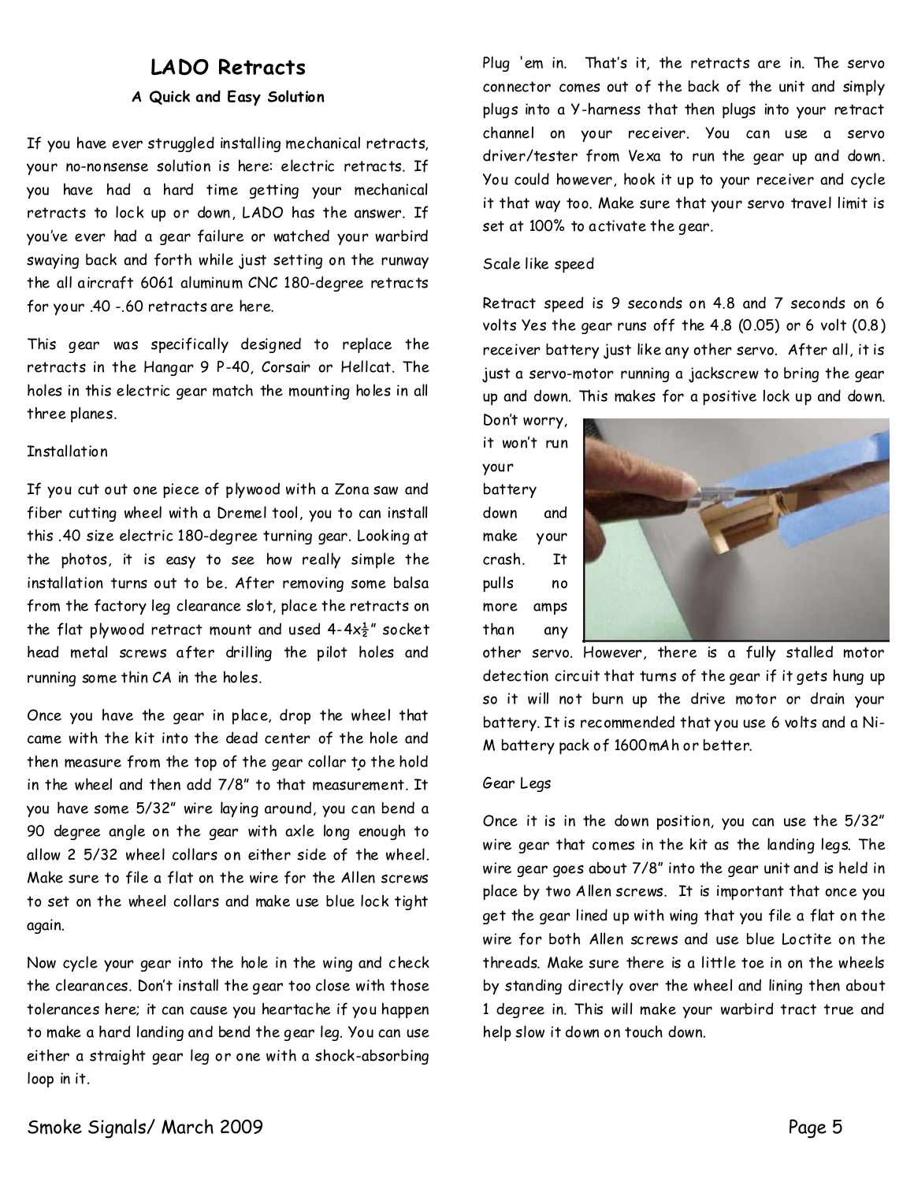# LADO Retracts

### A Quick and Easy Solution

If you have ever struggled installing mechanical retracts, your no-nonsense solution is here: electric retracts. If you have had a hard time getting your mechanical retracts to lock up or down, LADO has the answer. If you've ever had a gear failure or watched your warbird swaying back and forth while just setting on the runway the all aircraft 6061 aluminum CNC 180-degree retracts for your .40 -.60 retracts are here.

This gear was specifically designed to replace the retracts in the Hangar 9 P-40, Corsair or Hellcat. The holes in this electric gear match the mounting holes in all three planes.

Installation

If you cut out one piece of plywood with a Zona saw and fiber cutting wheel with a Dremel tool, you to can install this .40 size electric 180-degree turning gear. Looking at the photos, it is easy to see how really simple the installation turns out to be. After removing some balsa from the factory leg clearance slot, place the retracts on the flat plywood retract mount and used 4-4x½" socket head metal screws after drilling the pilot holes and running some thin CA in the holes.

Once you have the gear in place, drop the wheel that came with the kit into the dead center of the hole and then measure from the top of the gear collar to the hold in the wheel and then add 7/8" to that measurement. It you have some 5/32" wire laying around, you can bend a 90 degree angle on the gear with axle long enough to allow 2 5/32 wheel collars on either side of the wheel. Make sure to file a flat on the wire for the Allen screws to set on the wheel collars and make use blue lock tight again.

Now cycle your gear into the hole in the wing and check the clearances. Don't install the gear too close with those tolerances here; it can cause you heartache if you happen to make a hard landing and bend the gear leg. You can use either a straight gear leg or one with a shock-absorbing loop in it.

Plug 'em in. That's it, the retracts are in. The servo connector comes out of the back of the unit and simply plugs into a Y-harness that then plugs into your retract channel on your receiver. You can use a servo driver/tester from Vexa to run the gear up and down. You could however, hook it up to your receiver and cycle it that way too. Make sure that your servo travel limit is set at 100% to activate the gear.

Scale like speed

Retract speed is 9 seconds on 4.8 and 7 seconds on 6 volts Yes the gear runs off the 4.8 (0.05) or 6 volt (0.8) receiver battery just like any other servo. After all, it is just a servo-motor running a jackscrew to bring the gear up and down. This makes for a positive lock up and down. Don't worry, it won't run your battery down and make your crash. It pulls no more amps than any other servo. However, there is a fully stalled motor detection circuit that turns of the gear if it gets hung up so it will not burn up the drive motor or drain your battery. It is recommended that you use 6 volts and a Ni-M battery pack of 1600mAh or better.

Gear Legs

Once it is in the down position, you can use the 5/32" wire gear that comes in the kit as the landing legs. The wire gear goes about 7/8" into the gear unit and is held in place by two Allen screws. It is important that once you get the gear lined up with wing that you file a flat on the wire for both Allen screws and use blue Loctite on the threads. Make sure there is a little toe in on the wheels by standing directly over the wheel and lining then about 1 degree in. This will make your warbird tract true and help slow it down on touch down.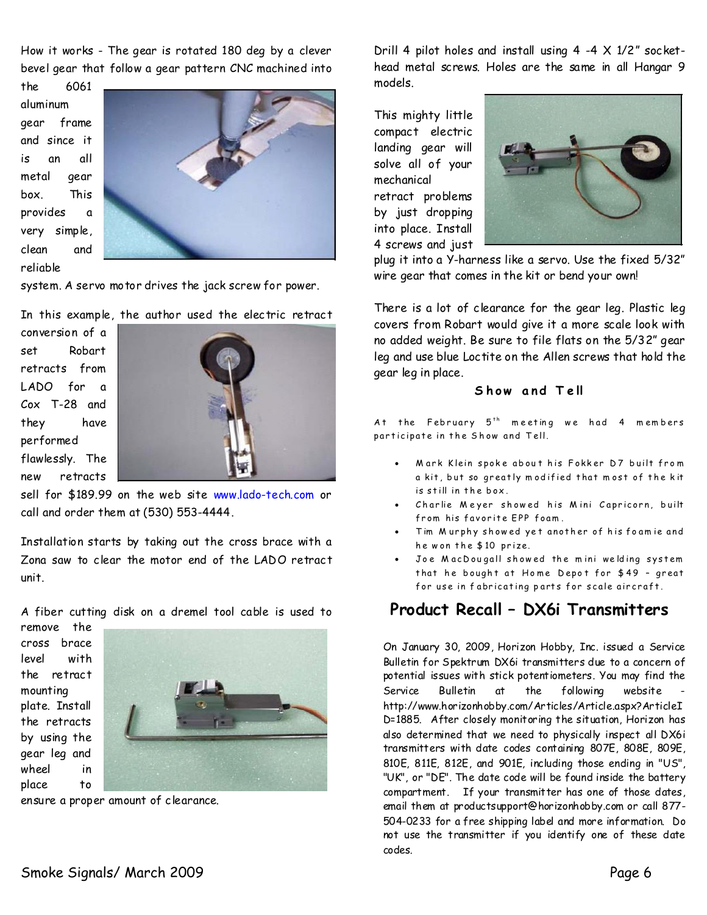How it works - The gear is rotated 180 deg by a clever bevel gear that follow a gear pattern CNC machined into the 6061 aluminum gear frame and since it is an all metal gear box. This provides a very simple, clean and reliable system. A servo motor drives the jack screw for power.

In this example, the author used the electric retract conversion of a set Robart retracts from LADO for a Cox T-28 and they have performed flawlessly. The new retracts sell for $189.99 on the web site www.lado-tech.com or call and order them at (530) 553-4444.

Installation starts by taking out the cross brace with a Zona saw to clear the motor end of the LADO retract unit.

A fiber cutting disk on a dremel tool cable is used to remove the cross brace level with the retract mounting plate. Install the retracts by using the gear leg and wheel in place to ensure a proper amount of clearance.

Drill 4 pilot holes and install using 4 -4 X 1/2" socket-head metal screws. Holes are the same in all Hangar 9 models.

This mighty little compact electric landing gear will solve all of your mechanical retract problems by just dropping into place. Install 4 screws and just plug it into a Y-harness like a servo. Use the fixed 5/32" wire gear that comes in the kit or bend your own!

There is a lot of clearance for the gear leg. Plastic leg covers from Robart would give it a more scale look with no added weight. Be sure to file flats on the 5/32" gear leg and use blue Loctite on the Allen screws that hold the gear leg in place.

### Show and Tell

At the February 5th meeting we had 4 members participate in the Show and Tell.

- Mark Klein spoke about his Fokker D7 built from a kit, but so greatly modified that most of the kit is still in the box.
- Charlie Meyer showed his Mini Capricorn, built from his favorite EPP foam.
- Tim Murphy showed yet another of his foamie and he won the $10 prize.
- Joe MacDougall showed the mini welding system that he bought at Home Depot for $49 – great for use in fabricating parts for scale aircraft.

## Product Recall – DX6i Transmitters

On January 30, 2009, Horizon Hobby, Inc. issued a Service Bulletin for Spektrum DX6i transmitters due to a concern of potential issues with stick potentiometers. You may find the Service Bulletin at the following website - http://www.horizonhobby.com/Articles/Article.aspx?ArticleID=1885. After closely monitoring the situation, Horizon has also determined that we need to physically inspect all DX6i transmitters with date codes containing 807E, 808E, 809E, 810E, 811E, 812E, and 901E, including those ending in "US", "UK", or "DE". The date code will be found inside the battery compartment. If your transmitter has one of those dates, email them at productsupport@horizonhobby.com or call 877-504-0233 for a free shipping label and more information. Do not use the transmitter if you identify one of these date codes.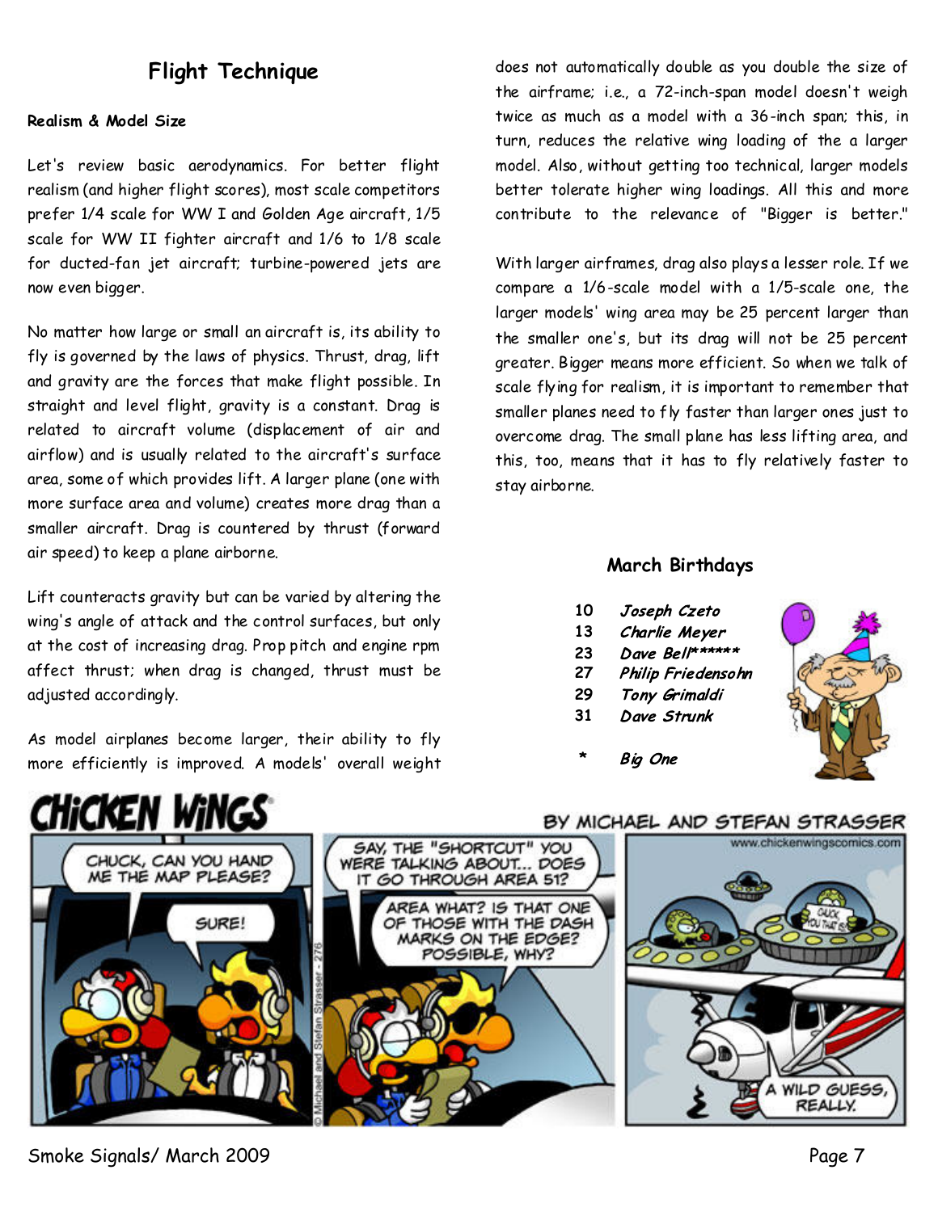## Flight Technique

**Realism & Model Size**

Let's review basic aerodynamics. For better flight realism (and higher flight scores), most scale competitors prefer 1/4 scale for WW I and Golden Age aircraft, 1/5 scale for WW II fighter aircraft and 1/6 to 1/8 scale for ducted-fan jet aircraft; turbine-powered jets are now even bigger.

No matter how large or small an aircraft is, its ability to fly is governed by the laws of physics. Thrust, drag, lift and gravity are the forces that make flight possible. In straight and level flight, gravity is a constant. Drag is related to aircraft volume (displacement of air and airflow) and is usually related to the aircraft's surface area, some of which provides lift. A larger plane (one with more surface area and volume) creates more drag than a smaller aircraft. Drag is countered by thrust (forward air speed) to keep a plane airborne.

Lift counteracts gravity but can be varied by altering the wing's angle of attack and the control surfaces, but only at the cost of increasing drag. Prop pitch and engine rpm affect thrust; when drag is changed, thrust must be adjusted accordingly.

As model airplanes become larger, their ability to fly more efficiently is improved. A models' overall weight does not automatically double as you double the size of the airframe; i.e., a 72-inch-span model doesn't weigh twice as much as a model with a 36-inch span; this, in turn, reduces the relative wing loading of the a larger model. Also, without getting too technical, larger models better tolerate higher wing loadings. All this and more contribute to the relevance of "Bigger is better."

With larger airframes, drag also plays a lesser role. If we compare a 1/6-scale model with a 1/5-scale one, the larger models' wing area may be 25 percent larger than the smaller one's, but its drag will not be 25 percent greater. Bigger means more efficient. So when we talk of scale flying for realism, it is important to remember that smaller planes need to fly faster than larger ones just to overcome drag. The small plane has less lifting area, and this, too, means that it has to fly relatively faster to stay airborne.

## March Birthdays

| | |
|---|---|
| 10 | *Joseph Czeto* |
| 13 | *Charlie Meyer* |
| 23 | *Dave Bell******* |
| 27 | *Philip Friedensohn* |
| 29 | *Tony Grimaldi* |
| 31 | *Dave Strunk* |
| * | *Big One* |

CHICKEN WINGS

BY MICHAEL AND STEFAN STRASSER

CHUCK, CAN YOU HAND ME THE MAP PLEASE?

SURE!

SAY, THE "SHORTCUT" YOU WERE TALKING ABOUT... DOES IT GO THROUGH AREA 51?

AREA WHAT? IS THAT ONE OF THOSE WITH THE DASH MARKS ON THE EDGE? POSSIBLE, WHY?

A WILD GUESS, REALLY.